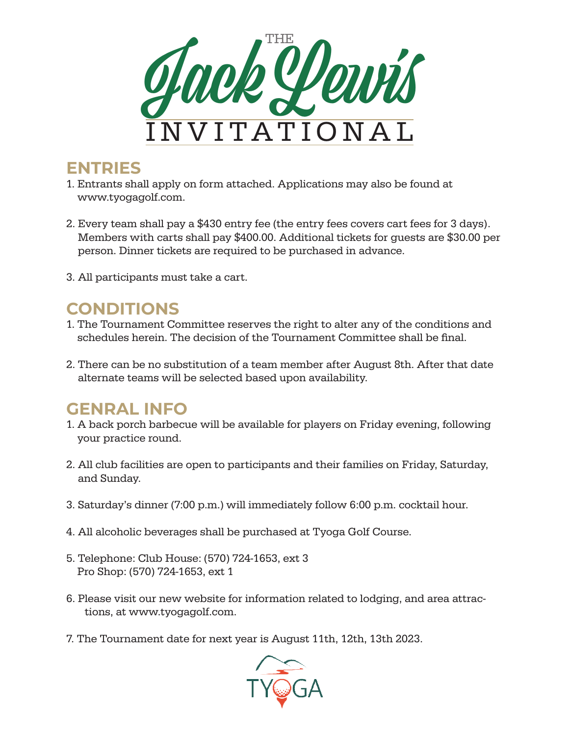# THE Jack Lewis INVITATIONAL

## ENTRIES

1. Entrants shall apply on form attached. Applications may also be found at www.tyogagolf.com.

2. Every team shall pay a $430 entry fee (the entry fees covers cart fees for 3 days). Members with carts shall pay $400.00. Additional tickets for guests are $30.00 per person. Dinner tickets are required to be purchased in advance.

3. All participants must take a cart.

## CONDITIONS

1. The Tournament Committee reserves the right to alter any of the conditions and schedules herein. The decision of the Tournament Committee shall be final.

2. There can be no substitution of a team member after August 8th. After that date alternate teams will be selected based upon availability.

## GENRAL INFO

1. A back porch barbecue will be available for players on Friday evening, following your practice round.

2. All club facilities are open to participants and their families on Friday, Saturday, and Sunday.

3. Saturday's dinner (7:00 p.m.) will immediately follow 6:00 p.m. cocktail hour.

4. All alcoholic beverages shall be purchased at Tyoga Golf Course.

5. Telephone: Club House: (570) 724-1653, ext 3
   Pro Shop: (570) 724-1653, ext 1

6. Please visit our new website for information related to lodging, and area attractions, at www.tyogagolf.com.

7. The Tournament date for next year is August 11th, 12th, 13th 2023.

TYOGA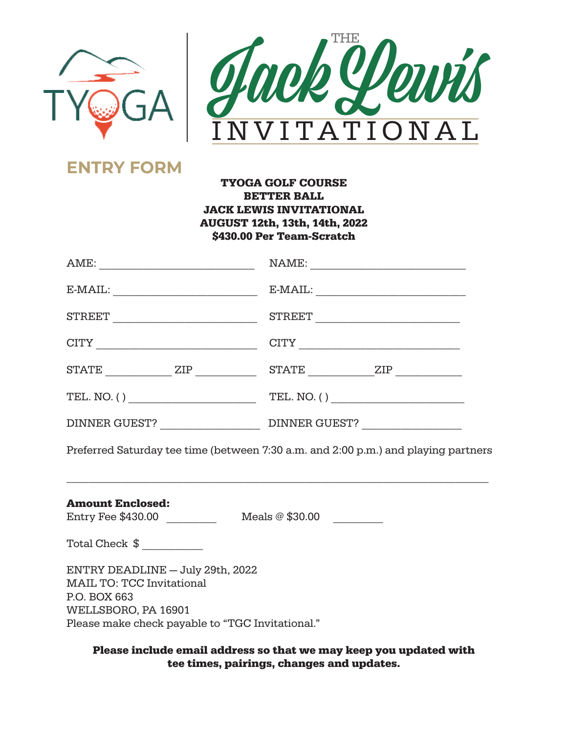TYOGA

THE Jack Lewis INVITATIONAL

## ENTRY FORM

**TYOGA GOLF COURSE**
**BETTER BALL**
**JACK LEWIS INVITATIONAL**
**AUGUST 12th, 13th, 14th, 2022**
**$430.00 Per Team-Scratch**

| | |
|---|---|
| AME: ___________________________ | NAME: ___________________________ |
| E-MAIL: _________________________ | E-MAIL: _________________________ |
| STREET _________________________ | STREET _________________________ |
| CITY ____________________________ | CITY ____________________________ |
| STATE ___________ ZIP __________ | STATE ___________ZIP ___________ |
| TEL. NO. ( ) _____________________ | TEL. NO. ( ) _____________________ |
| DINNER GUEST? ________________ | DINNER GUEST? ________________ |

Preferred Saturday tee time (between 7:30 a.m. and 2:00 p.m.) and playing partners

_____________________________________________________________________________

**Amount Enclosed:**
Entry Fee $430.00 ________ Meals @ $30.00 ________

Total Check $ __________

ENTRY DEADLINE – July 29th, 2022
MAIL TO: TCC Invitational
P.O. BOX 663
WELLSBORO, PA 16901
Please make check payable to "TGC Invitational."

**Please include email address so that we may keep you updated with tee times, pairings, changes and updates.**